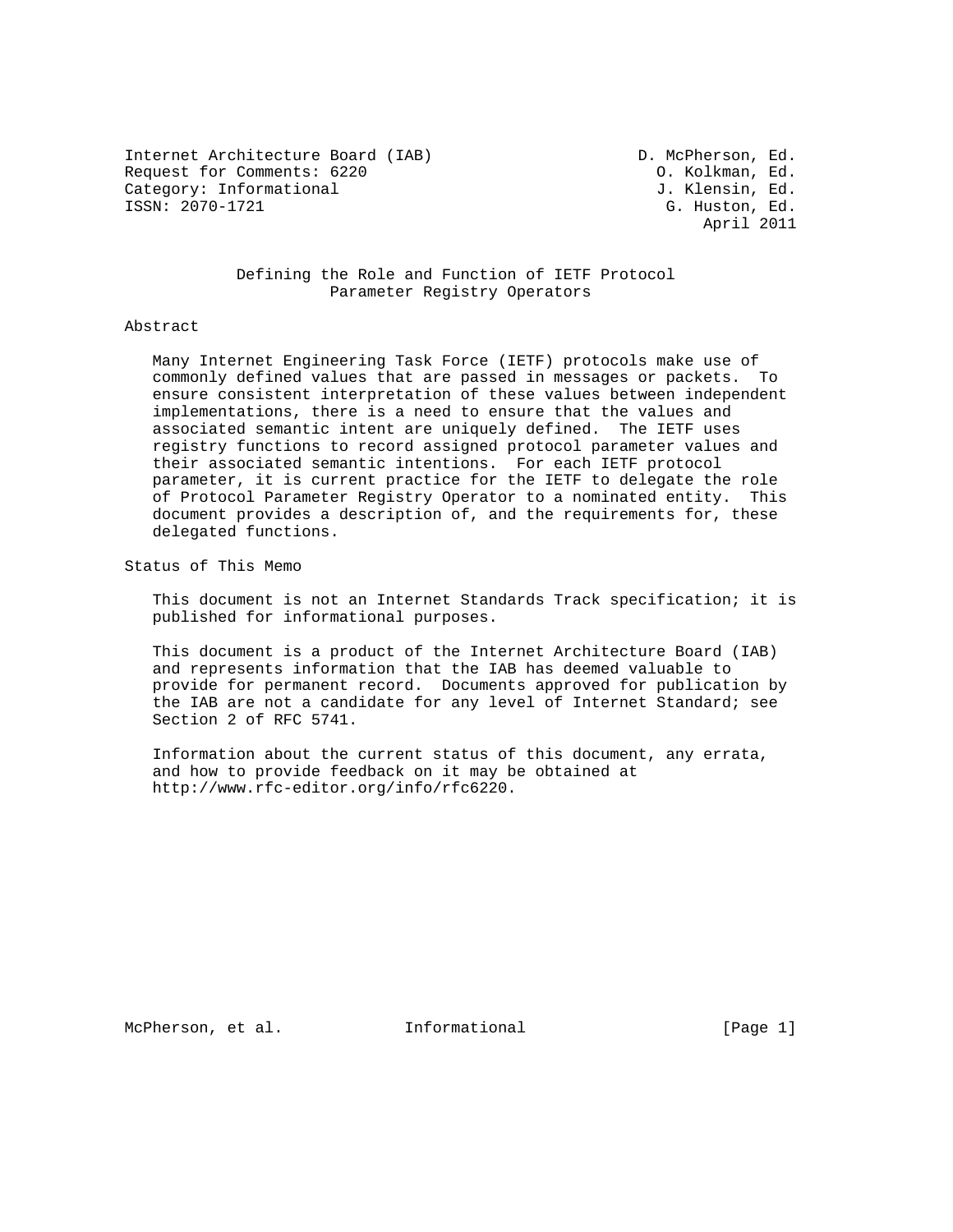Internet Architecture Board (IAB)  
Request for Comments: 6220  
Category: Informational  
ISSN: 2070-1721

D. McPherson, Ed.  
O. Kolkman, Ed.  
J. Klensin, Ed.  
G. Huston, Ed.  
April 2011

# Defining the Role and Function of IETF Protocol Parameter Registry Operators

## Abstract

Many Internet Engineering Task Force (IETF) protocols make use of commonly defined values that are passed in messages or packets. To ensure consistent interpretation of these values between independent implementations, there is a need to ensure that the values and associated semantic intent are uniquely defined. The IETF uses registry functions to record assigned protocol parameter values and their associated semantic intentions. For each IETF protocol parameter, it is current practice for the IETF to delegate the role of Protocol Parameter Registry Operator to a nominated entity. This document provides a description of, and the requirements for, these delegated functions.

## Status of This Memo

This document is not an Internet Standards Track specification; it is published for informational purposes.

This document is a product of the Internet Architecture Board (IAB) and represents information that the IAB has deemed valuable to provide for permanent record. Documents approved for publication by the IAB are not a candidate for any level of Internet Standard; see Section 2 of RFC 5741.

Information about the current status of this document, any errata, and how to provide feedback on it may be obtained at http://www.rfc-editor.org/info/rfc6220.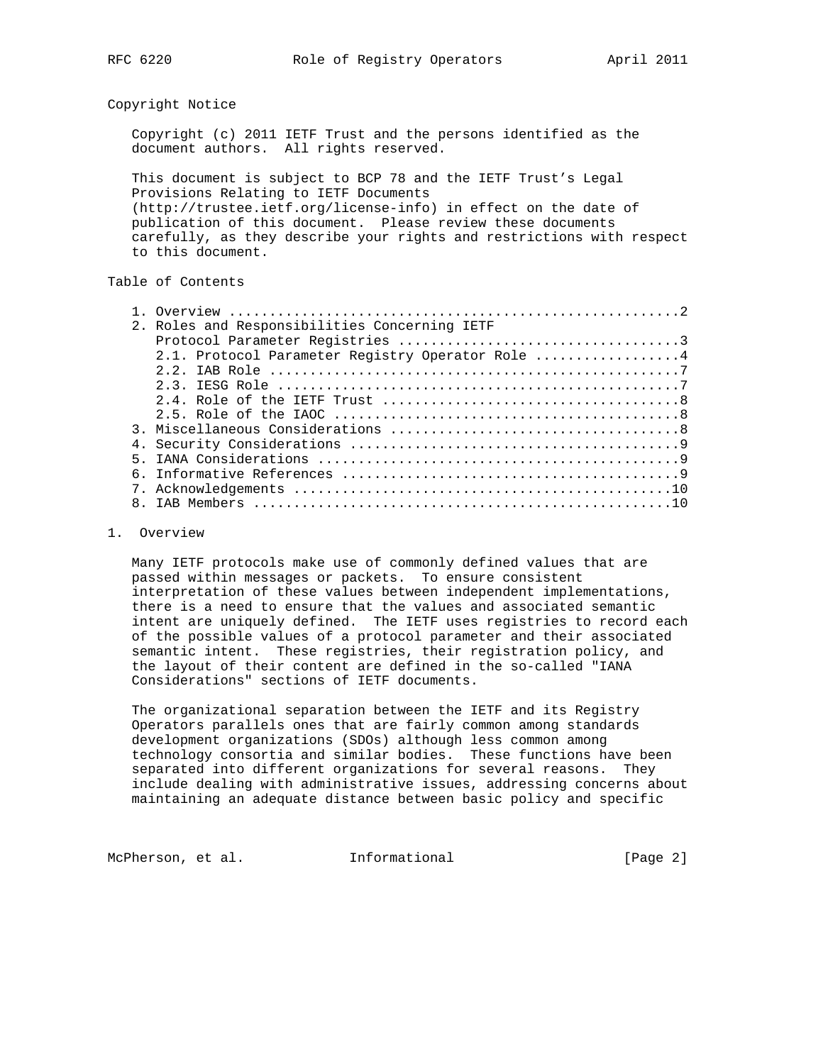## Copyright Notice

Copyright (c) 2011 IETF Trust and the persons identified as the document authors. All rights reserved.

This document is subject to BCP 78 and the IETF Trust's Legal Provisions Relating to IETF Documents (http://trustee.ietf.org/license-info) in effect on the date of publication of this document. Please review these documents carefully, as they describe your rights and restrictions with respect to this document.

## Table of Contents

```
1. Overview ........................................................2
2. Roles and Responsibilities Concerning IETF
   Protocol Parameter Registries ...................................3
   2.1. Protocol Parameter Registry Operator Role ..................4
   2.2. IAB Role ...................................................7
   2.3. IESG Role ..................................................7
   2.4. Role of the IETF Trust .....................................8
   2.5. Role of the IAOC ...........................................8
3. Miscellaneous Considerations ....................................8
4. Security Considerations .........................................9
5. IANA Considerations .............................................9
6. Informative References ..........................................9
7. Acknowledgements ...............................................10
8. IAB Members ....................................................10
```

## 1. Overview

Many IETF protocols make use of commonly defined values that are passed within messages or packets. To ensure consistent interpretation of these values between independent implementations, there is a need to ensure that the values and associated semantic intent are uniquely defined. The IETF uses registries to record each of the possible values of a protocol parameter and their associated semantic intent. These registries, their registration policy, and the layout of their content are defined in the so-called "IANA Considerations" sections of IETF documents.

The organizational separation between the IETF and its Registry Operators parallels ones that are fairly common among standards development organizations (SDOs) although less common among technology consortia and similar bodies. These functions have been separated into different organizations for several reasons. They include dealing with administrative issues, addressing concerns about maintaining an adequate distance between basic policy and specific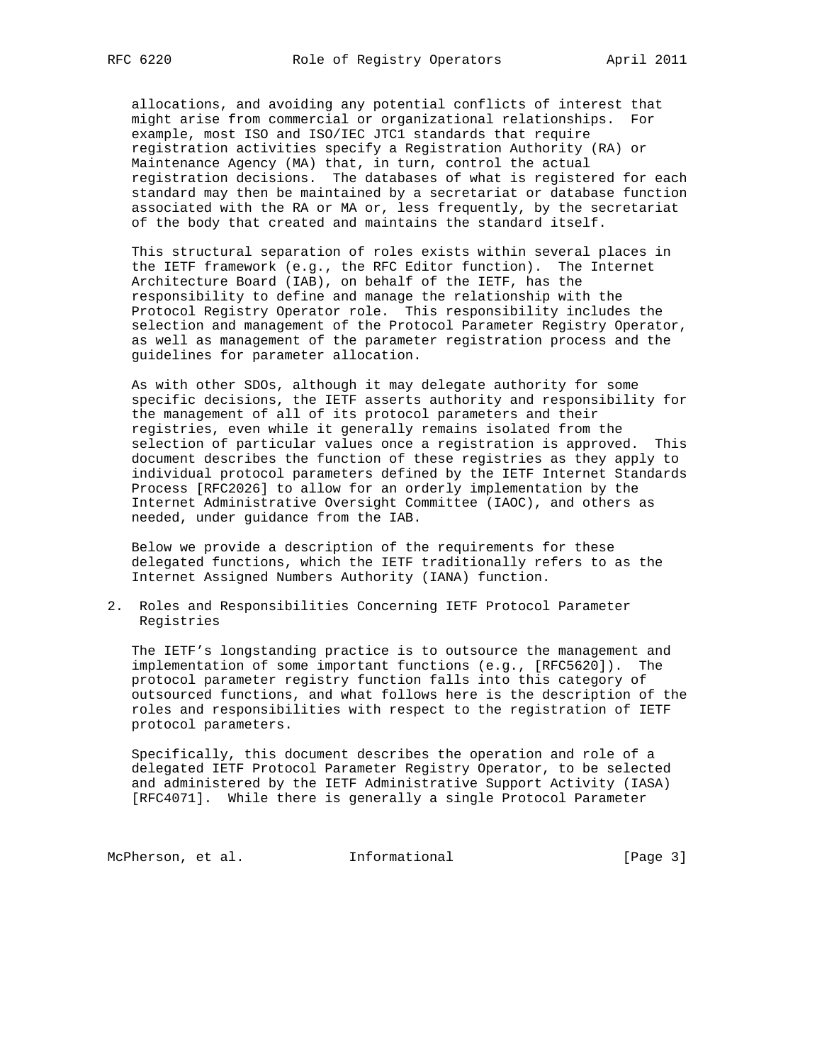allocations, and avoiding any potential conflicts of interest that might arise from commercial or organizational relationships. For example, most ISO and ISO/IEC JTC1 standards that require registration activities specify a Registration Authority (RA) or Maintenance Agency (MA) that, in turn, control the actual registration decisions. The databases of what is registered for each standard may then be maintained by a secretariat or database function associated with the RA or MA or, less frequently, by the secretariat of the body that created and maintains the standard itself.

This structural separation of roles exists within several places in the IETF framework (e.g., the RFC Editor function). The Internet Architecture Board (IAB), on behalf of the IETF, has the responsibility to define and manage the relationship with the Protocol Registry Operator role. This responsibility includes the selection and management of the Protocol Parameter Registry Operator, as well as management of the parameter registration process and the guidelines for parameter allocation.

As with other SDOs, although it may delegate authority for some specific decisions, the IETF asserts authority and responsibility for the management of all of its protocol parameters and their registries, even while it generally remains isolated from the selection of particular values once a registration is approved. This document describes the function of these registries as they apply to individual protocol parameters defined by the IETF Internet Standards Process [RFC2026] to allow for an orderly implementation by the Internet Administrative Oversight Committee (IAOC), and others as needed, under guidance from the IAB.

Below we provide a description of the requirements for these delegated functions, which the IETF traditionally refers to as the Internet Assigned Numbers Authority (IANA) function.

## 2. Roles and Responsibilities Concerning IETF Protocol Parameter Registries

The IETF's longstanding practice is to outsource the management and implementation of some important functions (e.g., [RFC5620]). The protocol parameter registry function falls into this category of outsourced functions, and what follows here is the description of the roles and responsibilities with respect to the registration of IETF protocol parameters.

Specifically, this document describes the operation and role of a delegated IETF Protocol Parameter Registry Operator, to be selected and administered by the IETF Administrative Support Activity (IASA) [RFC4071]. While there is generally a single Protocol Parameter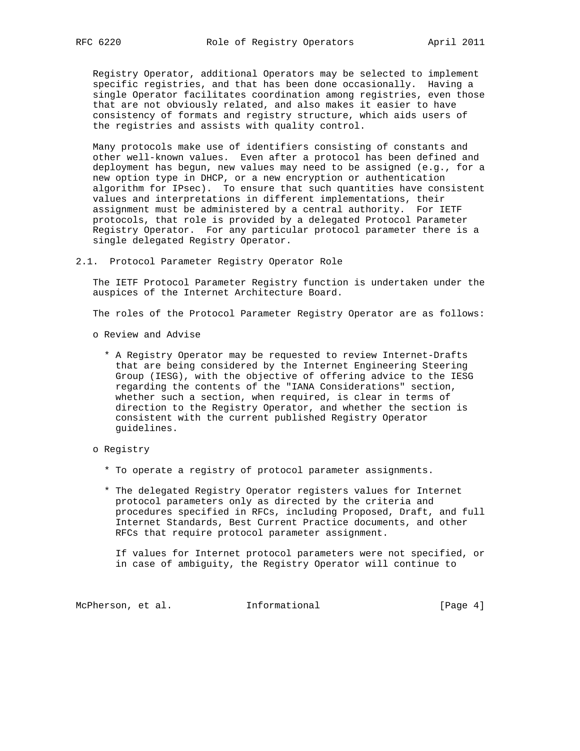Registry Operator, additional Operators may be selected to implement specific registries, and that has been done occasionally. Having a single Operator facilitates coordination among registries, even those that are not obviously related, and also makes it easier to have consistency of formats and registry structure, which aids users of the registries and assists with quality control.

Many protocols make use of identifiers consisting of constants and other well-known values. Even after a protocol has been defined and deployment has begun, new values may need to be assigned (e.g., for a new option type in DHCP, or a new encryption or authentication algorithm for IPsec). To ensure that such quantities have consistent values and interpretations in different implementations, their assignment must be administered by a central authority. For IETF protocols, that role is provided by a delegated Protocol Parameter Registry Operator. For any particular protocol parameter there is a single delegated Registry Operator.

## 2.1. Protocol Parameter Registry Operator Role

The IETF Protocol Parameter Registry function is undertaken under the auspices of the Internet Architecture Board.

The roles of the Protocol Parameter Registry Operator are as follows:

- Review and Advise

  * A Registry Operator may be requested to review Internet-Drafts that are being considered by the Internet Engineering Steering Group (IESG), with the objective of offering advice to the IESG regarding the contents of the "IANA Considerations" section, whether such a section, when required, is clear in terms of direction to the Registry Operator, and whether the section is consistent with the current published Registry Operator guidelines.

- Registry

  * To operate a registry of protocol parameter assignments.

  * The delegated Registry Operator registers values for Internet protocol parameters only as directed by the criteria and procedures specified in RFCs, including Proposed, Draft, and full Internet Standards, Best Current Practice documents, and other RFCs that require protocol parameter assignment.

    If values for Internet protocol parameters were not specified, or in case of ambiguity, the Registry Operator will continue to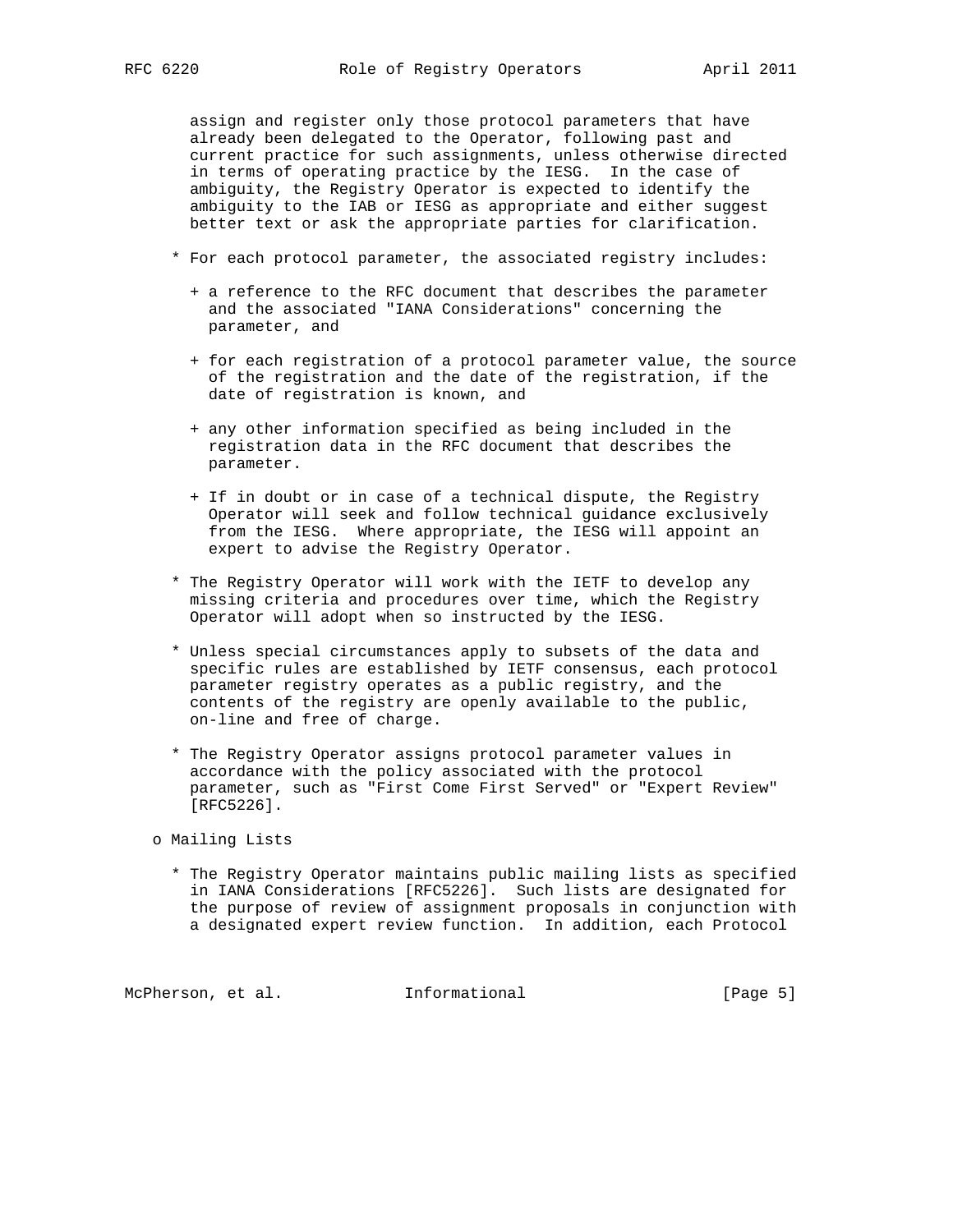assign and register only those protocol parameters that have already been delegated to the Operator, following past and current practice for such assignments, unless otherwise directed in terms of operating practice by the IESG. In the case of ambiguity, the Registry Operator is expected to identify the ambiguity to the IAB or IESG as appropriate and either suggest better text or ask the appropriate parties for clarification.

- For each protocol parameter, the associated registry includes:

  + a reference to the RFC document that describes the parameter and the associated "IANA Considerations" concerning the parameter, and

  + for each registration of a protocol parameter value, the source of the registration and the date of the registration, if the date of registration is known, and

  + any other information specified as being included in the registration data in the RFC document that describes the parameter.

  + If in doubt or in case of a technical dispute, the Registry Operator will seek and follow technical guidance exclusively from the IESG. Where appropriate, the IESG will appoint an expert to advise the Registry Operator.

- The Registry Operator will work with the IETF to develop any missing criteria and procedures over time, which the Registry Operator will adopt when so instructed by the IESG.

- Unless special circumstances apply to subsets of the data and specific rules are established by IETF consensus, each protocol parameter registry operates as a public registry, and the contents of the registry are openly available to the public, on-line and free of charge.

- The Registry Operator assigns protocol parameter values in accordance with the policy associated with the protocol parameter, such as "First Come First Served" or "Expert Review" [RFC5226].

o Mailing Lists

- The Registry Operator maintains public mailing lists as specified in IANA Considerations [RFC5226]. Such lists are designated for the purpose of review of assignment proposals in conjunction with a designated expert review function. In addition, each Protocol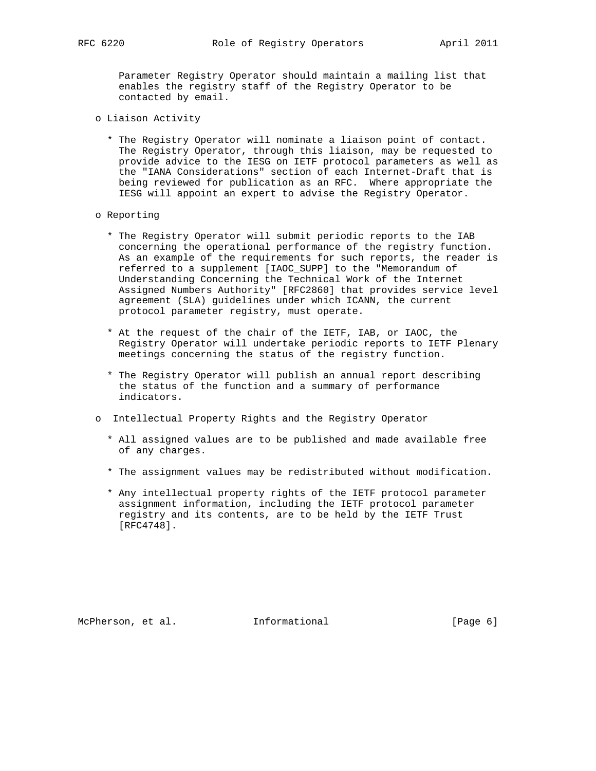Parameter Registry Operator should maintain a mailing list that enables the registry staff of the Registry Operator to be contacted by email.

- Liaison Activity

  * The Registry Operator will nominate a liaison point of contact. The Registry Operator, through this liaison, may be requested to provide advice to the IESG on IETF protocol parameters as well as the "IANA Considerations" section of each Internet-Draft that is being reviewed for publication as an RFC. Where appropriate the IESG will appoint an expert to advise the Registry Operator.

- Reporting

  * The Registry Operator will submit periodic reports to the IAB concerning the operational performance of the registry function. As an example of the requirements for such reports, the reader is referred to a supplement [IAOC_SUPP] to the "Memorandum of Understanding Concerning the Technical Work of the Internet Assigned Numbers Authority" [RFC2860] that provides service level agreement (SLA) guidelines under which ICANN, the current protocol parameter registry, must operate.

  * At the request of the chair of the IETF, IAB, or IAOC, the Registry Operator will undertake periodic reports to IETF Plenary meetings concerning the status of the registry function.

  * The Registry Operator will publish an annual report describing the status of the function and a summary of performance indicators.

- Intellectual Property Rights and the Registry Operator

  * All assigned values are to be published and made available free of any charges.

  * The assignment values may be redistributed without modification.

  * Any intellectual property rights of the IETF protocol parameter assignment information, including the IETF protocol parameter registry and its contents, are to be held by the IETF Trust [RFC4748].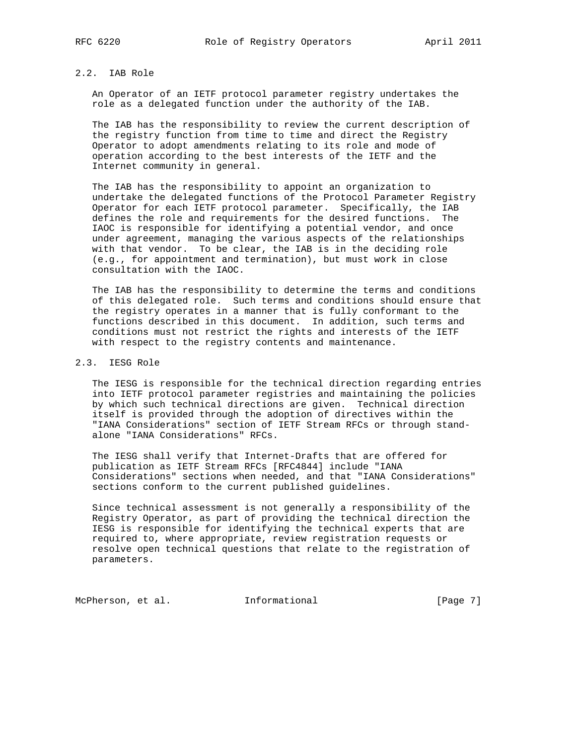### 2.2. IAB Role

An Operator of an IETF protocol parameter registry undertakes the role as a delegated function under the authority of the IAB.

The IAB has the responsibility to review the current description of the registry function from time to time and direct the Registry Operator to adopt amendments relating to its role and mode of operation according to the best interests of the IETF and the Internet community in general.

The IAB has the responsibility to appoint an organization to undertake the delegated functions of the Protocol Parameter Registry Operator for each IETF protocol parameter. Specifically, the IAB defines the role and requirements for the desired functions. The IAOC is responsible for identifying a potential vendor, and once under agreement, managing the various aspects of the relationships with that vendor. To be clear, the IAB is in the deciding role (e.g., for appointment and termination), but must work in close consultation with the IAOC.

The IAB has the responsibility to determine the terms and conditions of this delegated role. Such terms and conditions should ensure that the registry operates in a manner that is fully conformant to the functions described in this document. In addition, such terms and conditions must not restrict the rights and interests of the IETF with respect to the registry contents and maintenance.

### 2.3. IESG Role

The IESG is responsible for the technical direction regarding entries into IETF protocol parameter registries and maintaining the policies by which such technical directions are given. Technical direction itself is provided through the adoption of directives within the "IANA Considerations" section of IETF Stream RFCs or through stand-alone "IANA Considerations" RFCs.

The IESG shall verify that Internet-Drafts that are offered for publication as IETF Stream RFCs [RFC4844] include "IANA Considerations" sections when needed, and that "IANA Considerations" sections conform to the current published guidelines.

Since technical assessment is not generally a responsibility of the Registry Operator, as part of providing the technical direction the IESG is responsible for identifying the technical experts that are required to, where appropriate, review registration requests or resolve open technical questions that relate to the registration of parameters.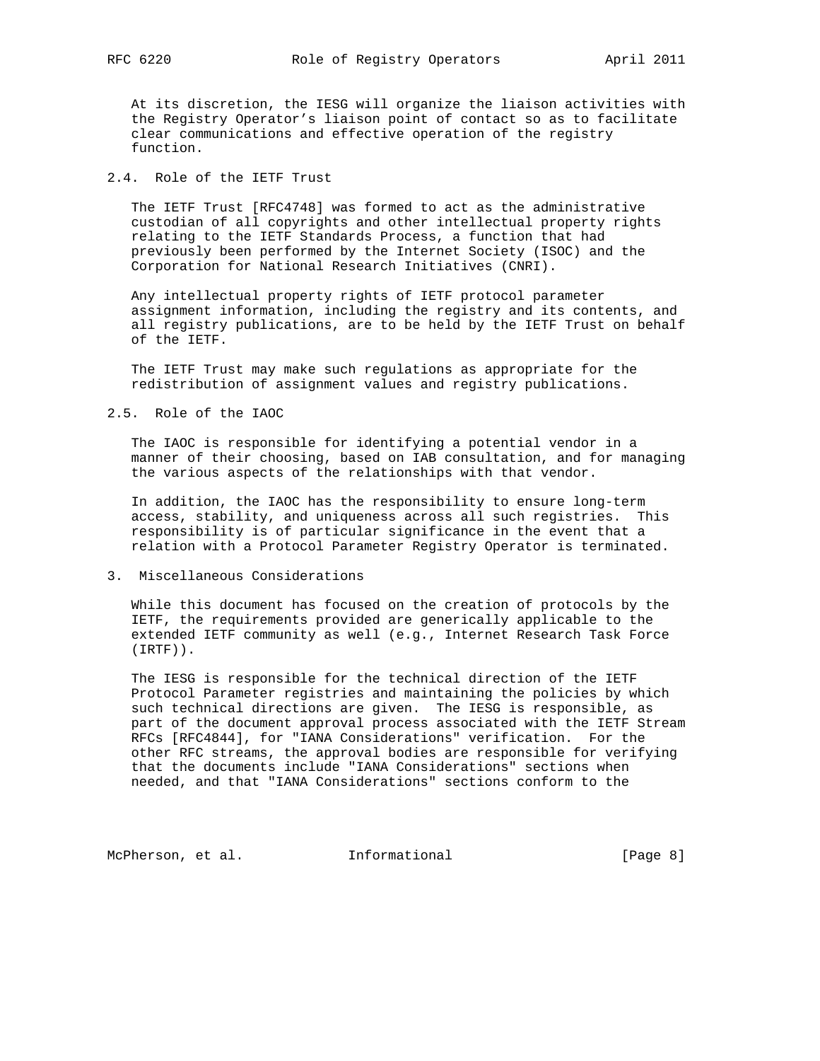At its discretion, the IESG will organize the liaison activities with the Registry Operator's liaison point of contact so as to facilitate clear communications and effective operation of the registry function.

### 2.4. Role of the IETF Trust

The IETF Trust [RFC4748] was formed to act as the administrative custodian of all copyrights and other intellectual property rights relating to the IETF Standards Process, a function that had previously been performed by the Internet Society (ISOC) and the Corporation for National Research Initiatives (CNRI).

Any intellectual property rights of IETF protocol parameter assignment information, including the registry and its contents, and all registry publications, are to be held by the IETF Trust on behalf of the IETF.

The IETF Trust may make such regulations as appropriate for the redistribution of assignment values and registry publications.

### 2.5. Role of the IAOC

The IAOC is responsible for identifying a potential vendor in a manner of their choosing, based on IAB consultation, and for managing the various aspects of the relationships with that vendor.

In addition, the IAOC has the responsibility to ensure long-term access, stability, and uniqueness across all such registries. This responsibility is of particular significance in the event that a relation with a Protocol Parameter Registry Operator is terminated.

## 3. Miscellaneous Considerations

While this document has focused on the creation of protocols by the IETF, the requirements provided are generically applicable to the extended IETF community as well (e.g., Internet Research Task Force (IRTF)).

The IESG is responsible for the technical direction of the IETF Protocol Parameter registries and maintaining the policies by which such technical directions are given. The IESG is responsible, as part of the document approval process associated with the IETF Stream RFCs [RFC4844], for "IANA Considerations" verification. For the other RFC streams, the approval bodies are responsible for verifying that the documents include "IANA Considerations" sections when needed, and that "IANA Considerations" sections conform to the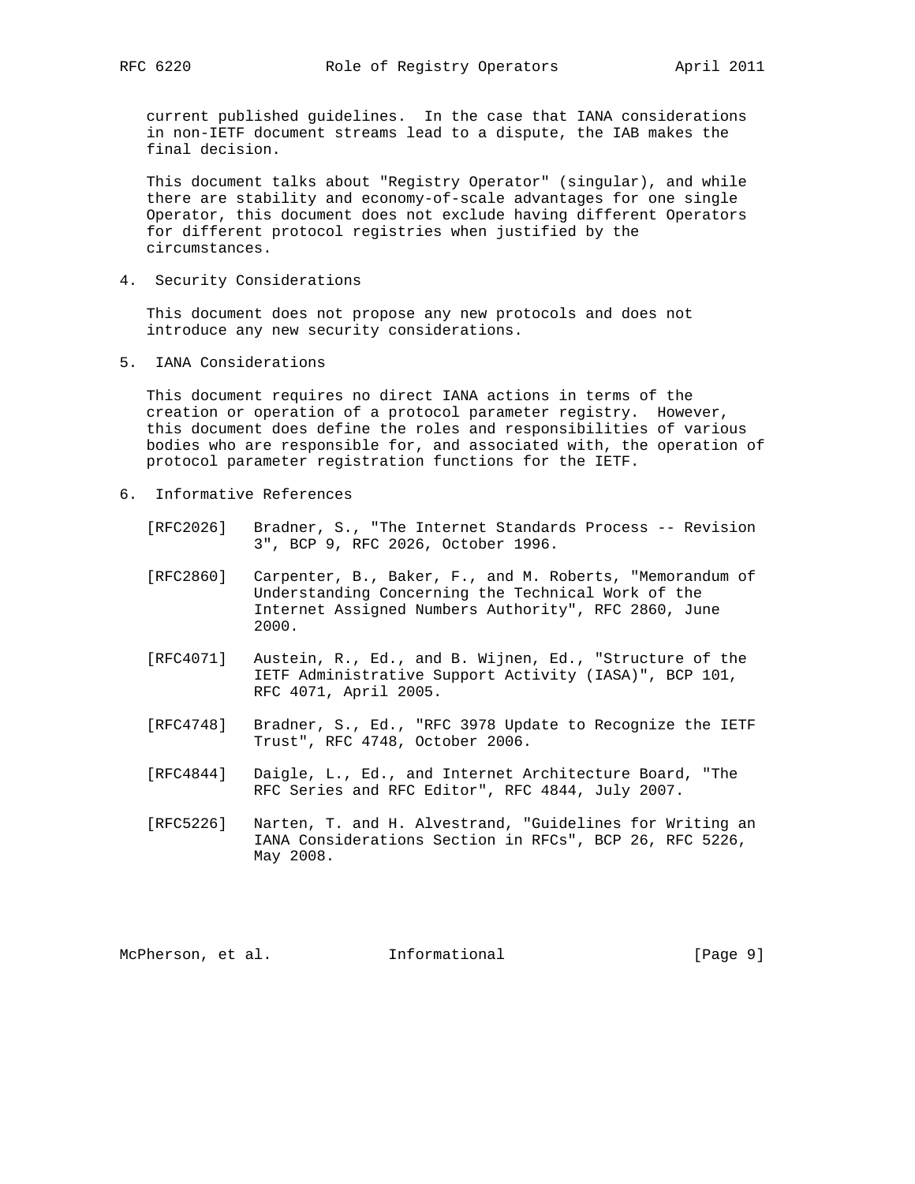current published guidelines. In the case that IANA considerations in non-IETF document streams lead to a dispute, the IAB makes the final decision.

This document talks about "Registry Operator" (singular), and while there are stability and economy-of-scale advantages for one single Operator, this document does not exclude having different Operators for different protocol registries when justified by the circumstances.

## 4. Security Considerations

This document does not propose any new protocols and does not introduce any new security considerations.

## 5. IANA Considerations

This document requires no direct IANA actions in terms of the creation or operation of a protocol parameter registry. However, this document does define the roles and responsibilities of various bodies who are responsible for, and associated with, the operation of protocol parameter registration functions for the IETF.

## 6. Informative References

[RFC2026] Bradner, S., "The Internet Standards Process -- Revision 3", BCP 9, RFC 2026, October 1996.

[RFC2860] Carpenter, B., Baker, F., and M. Roberts, "Memorandum of Understanding Concerning the Technical Work of the Internet Assigned Numbers Authority", RFC 2860, June 2000.

[RFC4071] Austein, R., Ed., and B. Wijnen, Ed., "Structure of the IETF Administrative Support Activity (IASA)", BCP 101, RFC 4071, April 2005.

[RFC4748] Bradner, S., Ed., "RFC 3978 Update to Recognize the IETF Trust", RFC 4748, October 2006.

[RFC4844] Daigle, L., Ed., and Internet Architecture Board, "The RFC Series and RFC Editor", RFC 4844, July 2007.

[RFC5226] Narten, T. and H. Alvestrand, "Guidelines for Writing an IANA Considerations Section in RFCs", BCP 26, RFC 5226, May 2008.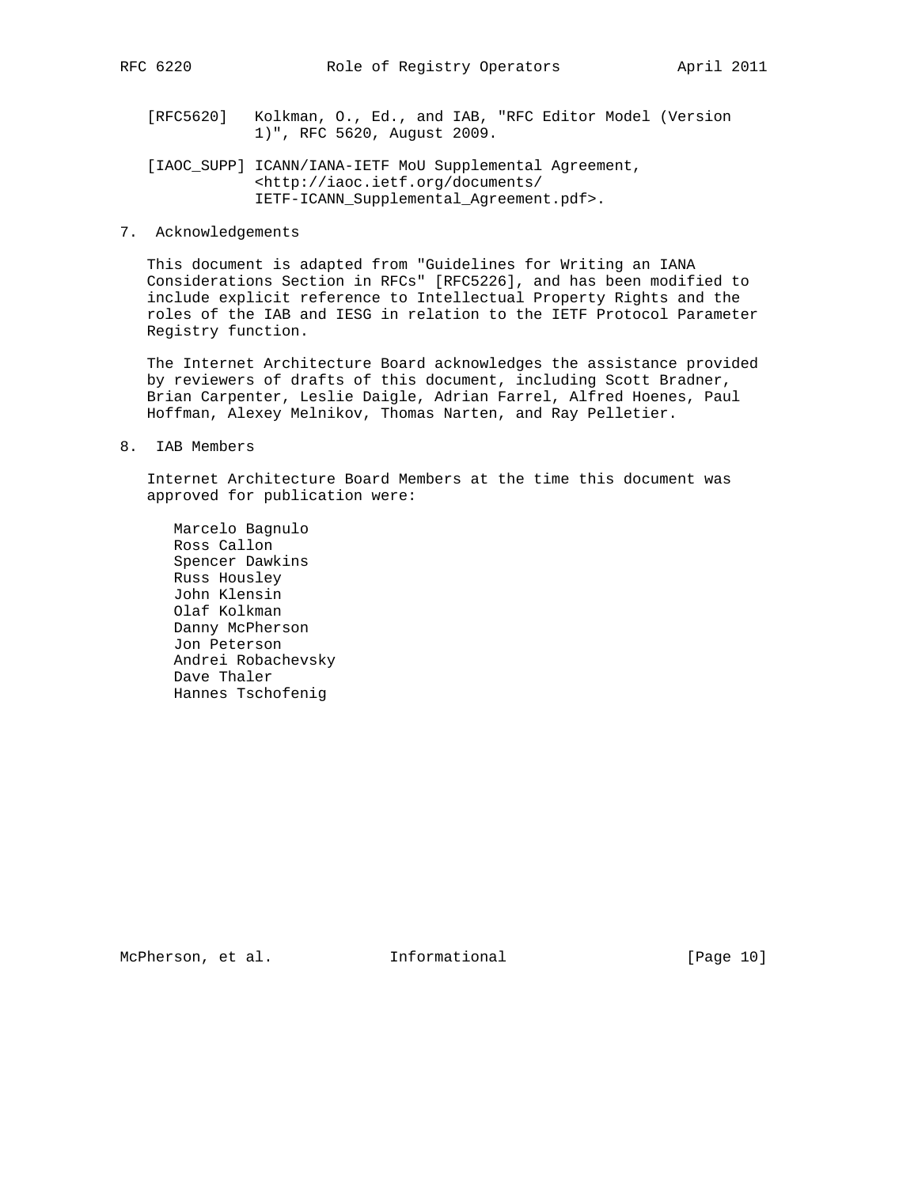[RFC5620] Kolkman, O., Ed., and IAB, "RFC Editor Model (Version 1)", RFC 5620, August 2009.

[IAOC_SUPP] ICANN/IANA-IETF MoU Supplemental Agreement, <http://iaoc.ietf.org/documents/IETF-ICANN_Supplemental_Agreement.pdf>.

## 7. Acknowledgements

This document is adapted from "Guidelines for Writing an IANA Considerations Section in RFCs" [RFC5226], and has been modified to include explicit reference to Intellectual Property Rights and the roles of the IAB and IESG in relation to the IETF Protocol Parameter Registry function.

The Internet Architecture Board acknowledges the assistance provided by reviewers of drafts of this document, including Scott Bradner, Brian Carpenter, Leslie Daigle, Adrian Farrel, Alfred Hoenes, Paul Hoffman, Alexey Melnikov, Thomas Narten, and Ray Pelletier.

## 8. IAB Members

Internet Architecture Board Members at the time this document was approved for publication were:

Marcelo Bagnulo
Ross Callon
Spencer Dawkins
Russ Housley
John Klensin
Olaf Kolkman
Danny McPherson
Jon Peterson
Andrei Robachevsky
Dave Thaler
Hannes Tschofenig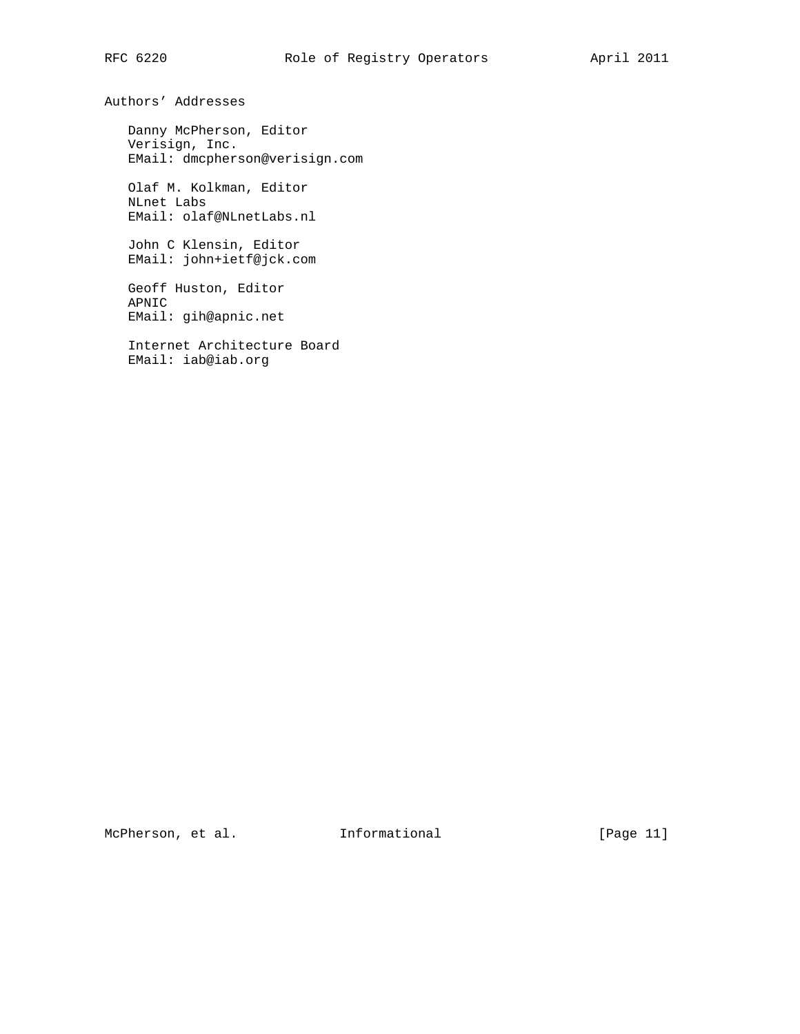## Authors' Addresses

Danny McPherson, Editor
Verisign, Inc.
EMail: dmcpherson@verisign.com

Olaf M. Kolkman, Editor
NLnet Labs
EMail: olaf@NLnetLabs.nl

John C Klensin, Editor
EMail: john+ietf@jck.com

Geoff Huston, Editor
APNIC
EMail: gih@apnic.net

Internet Architecture Board
EMail: iab@iab.org